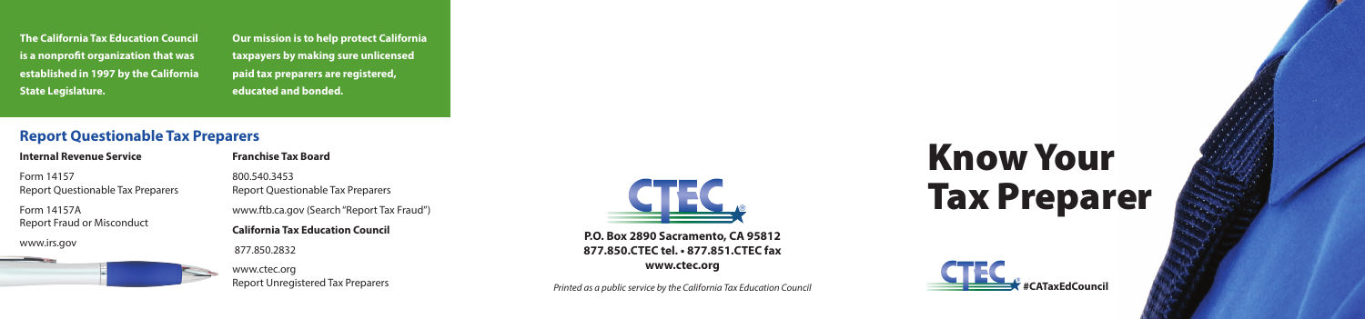**The California Tax Education Council is a nonprofit organization that was established in 1997 by the California State Legislature.**

**Our mission is to help protect California taxpayers by making sure unlicensed paid tax preparers are registered, educated and bonded.**

## Report Questionable Tax Preparers

**Internal Revenue Service**

Form 14157
Report Questionable Tax Preparers

Form 14157A
Report Fraud or Misconduct

www.irs.gov

**Franchise Tax Board**

800.540.3453
Report Questionable Tax Preparers

www.ftb.ca.gov (Search "Report Tax Fraud")

**California Tax Education Council**

877.850.2832

www.ctec.org
Report Unregistered Tax Preparers

CTEC®

**P.O. Box 2890 Sacramento, CA 95812**
**877.850.CTEC tel. • 877.851.CTEC fax**
**www.ctec.org**

*Printed as a public service by the California Tax Education Council*

# Know Your Tax Preparer

CTEC® **#CATaxEdCouncil**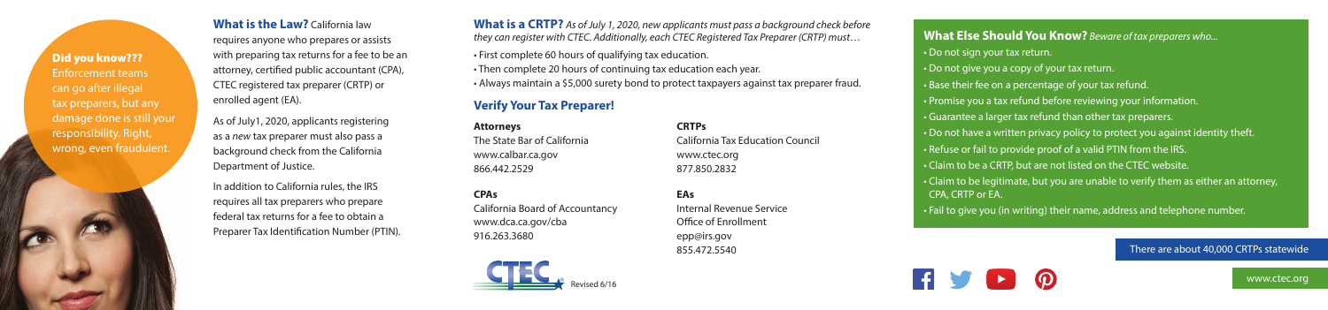**Did you know???**
Enforcement teams can go after illegal tax preparers, but any damage done is still your responsibility. Right, wrong, even fraudulent.

## What is the Law?

California law requires anyone who prepares or assists with preparing tax returns for a fee to be an attorney, certified public accountant (CPA), CTEC registered tax preparer (CRTP) or enrolled agent (EA).

As of July1, 2020, applicants registering as a *new* tax preparer must also pass a background check from the California Department of Justice.

In addition to California rules, the IRS requires all tax preparers who prepare federal tax returns for a fee to obtain a Preparer Tax Identification Number (PTIN).

## What is a CRTP?

*As of July 1, 2020, new applicants must pass a background check before they can register with CTEC. Additionally, each CTEC Registered Tax Preparer (CRTP) must…*

- First complete 60 hours of qualifying tax education.
- Then complete 20 hours of continuing tax education each year.
- Always maintain a $5,000 surety bond to protect taxpayers against tax preparer fraud.

## Verify Your Tax Preparer!

**Attorneys**
The State Bar of California
www.calbar.ca.gov
866.442.2529

**CPAs**
California Board of Accountancy
www.dca.ca.gov/cba
916.263.3680

**CRTPs**
California Tax Education Council
www.ctec.org
877.850.2832

**EAs**
Internal Revenue Service
Office of Enrollment
epp@irs.gov
855.472.5540

CTEC Revised 6/16

## What Else Should You Know?

*Beware of tax preparers who...*

- Do not sign your tax return.
- Do not give you a copy of your tax return.
- Base their fee on a percentage of your tax refund.
- Promise you a tax refund before reviewing your information.
- Guarantee a larger tax refund than other tax preparers.
- Do not have a written privacy policy to protect you against identity theft.
- Refuse or fail to provide proof of a valid PTIN from the IRS.
- Claim to be a CRTP, but are not listed on the CTEC website.
- Claim to be legitimate, but you are unable to verify them as either an attorney, CPA, CRTP or EA.
- Fail to give you (in writing) their name, address and telephone number.

There are about 40,000 CRTPs statewide

www.ctec.org